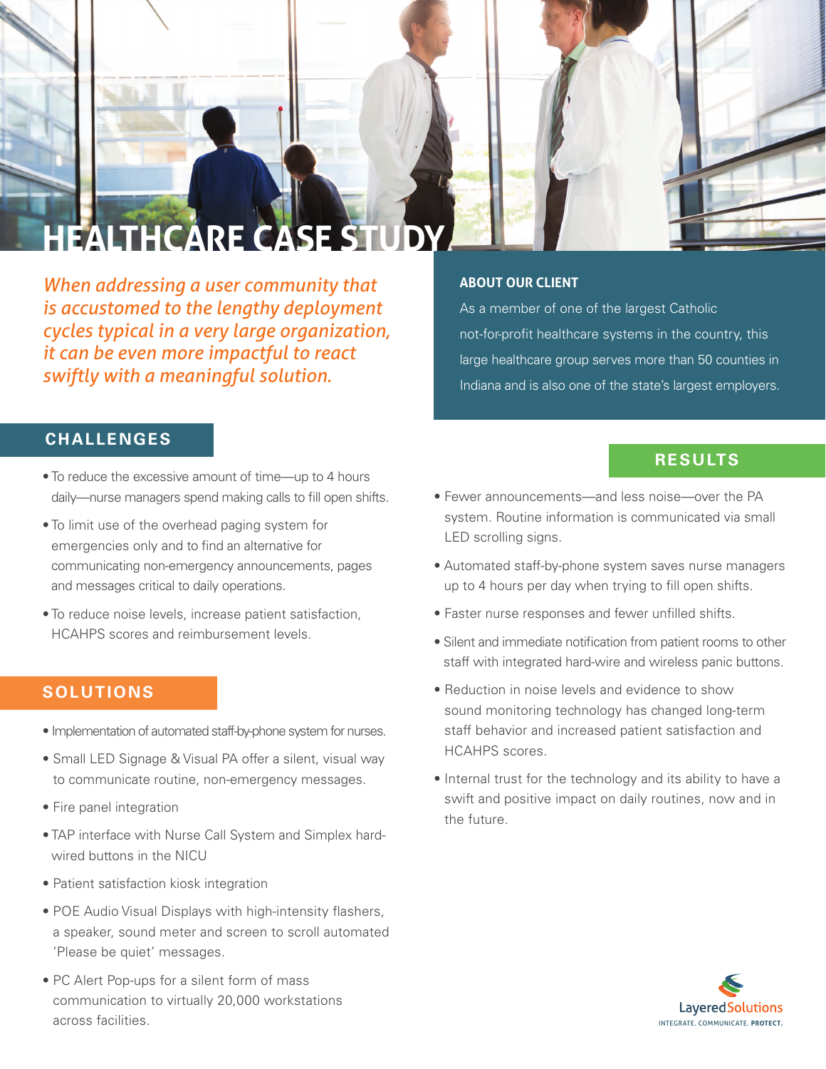# HEALTHCARE CASE STUDY

*When addressing a user community that is accustomed to the lengthy deployment cycles typical in a very large organization, it can be even more impactful to react swiftly with a meaningful solution.*

### ABOUT OUR CLIENT

As a member of one of the largest Catholic not-for-profit healthcare systems in the country, this large healthcare group serves more than 50 counties in Indiana and is also one of the state's largest employers.

## CHALLENGES

- To reduce the excessive amount of time—up to 4 hours daily—nurse managers spend making calls to fill open shifts.
- To limit use of the overhead paging system for emergencies only and to find an alternative for communicating non-emergency announcements, pages and messages critical to daily operations.
- To reduce noise levels, increase patient satisfaction, HCAHPS scores and reimbursement levels.

## SOLUTIONS

- Implementation of automated staff-by-phone system for nurses.
- Small LED Signage & Visual PA offer a silent, visual way to communicate routine, non-emergency messages.
- Fire panel integration
- TAP interface with Nurse Call System and Simplex hard-wired buttons in the NICU
- Patient satisfaction kiosk integration
- POE Audio Visual Displays with high-intensity flashers, a speaker, sound meter and screen to scroll automated 'Please be quiet' messages.
- PC Alert Pop-ups for a silent form of mass communication to virtually 20,000 workstations across facilities.

## RESULTS

- Fewer announcements—and less noise—over the PA system. Routine information is communicated via small LED scrolling signs.
- Automated staff-by-phone system saves nurse managers up to 4 hours per day when trying to fill open shifts.
- Faster nurse responses and fewer unfilled shifts.
- Silent and immediate notification from patient rooms to other staff with integrated hard-wire and wireless panic buttons.
- Reduction in noise levels and evidence to show sound monitoring technology has changed long-term staff behavior and increased patient satisfaction and HCAHPS scores.
- Internal trust for the technology and its ability to have a swift and positive impact on daily routines, now and in the future.

LayeredSolutions
INTEGRATE. COMMUNICATE. **PROTECT.**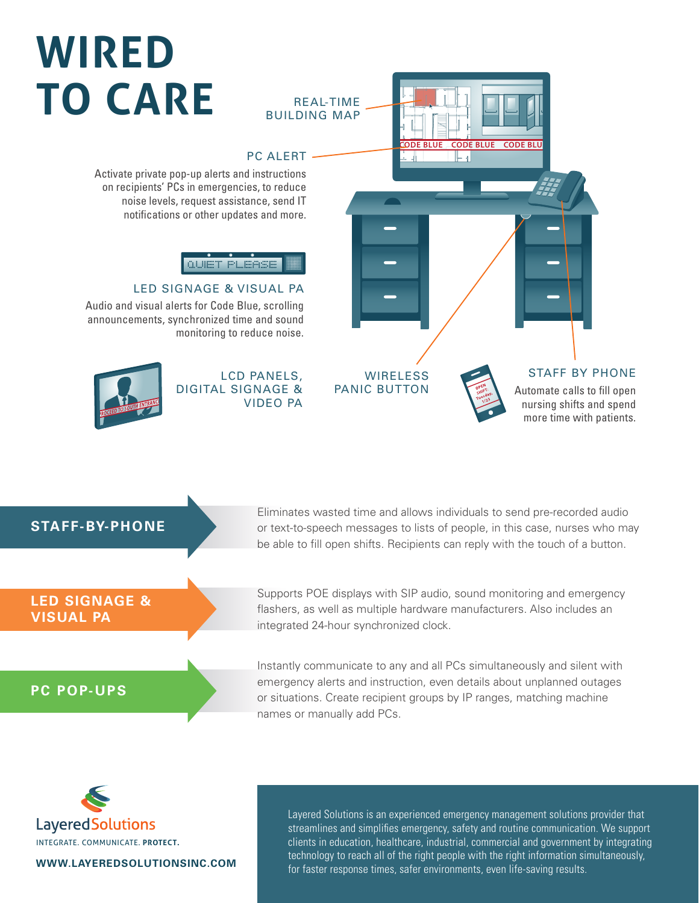# WIRED TO CARE

REAL-TIME BUILDING MAP

PC ALERT

Activate private pop-up alerts and instructions on recipients' PCs in emergencies, to reduce noise levels, request assistance, send IT notifications or other updates and more.

LED SIGNAGE & VISUAL PA

Audio and visual alerts for Code Blue, scrolling announcements, synchronized time and sound monitoring to reduce noise.

LCD PANELS, DIGITAL SIGNAGE & VIDEO PA

WIRELESS PANIC BUTTON

STAFF BY PHONE

Automate calls to fill open nursing shifts and spend more time with patients.

## STAFF-BY-PHONE

Eliminates wasted time and allows individuals to send pre-recorded audio or text-to-speech messages to lists of people, in this case, nurses who may be able to fill open shifts. Recipients can reply with the touch of a button.

## LED SIGNAGE & VISUAL PA

Supports POE displays with SIP audio, sound monitoring and emergency flashers, as well as multiple hardware manufacturers. Also includes an integrated 24-hour synchronized clock.

## PC POP-UPS

Instantly communicate to any and all PCs simultaneously and silent with emergency alerts and instruction, even details about unplanned outages or situations. Create recipient groups by IP ranges, matching machine names or manually add PCs.

LayeredSolutions

INTEGRATE. COMMUNICATE. **PROTECT.**

**WWW.LAYEREDSOLUTIONSINC.COM**

Layered Solutions is an experienced emergency management solutions provider that streamlines and simplifies emergency, safety and routine communication. We support clients in education, healthcare, industrial, commercial and government by integrating technology to reach all of the right people with the right information simultaneously, for faster response times, safer environments, even life-saving results.